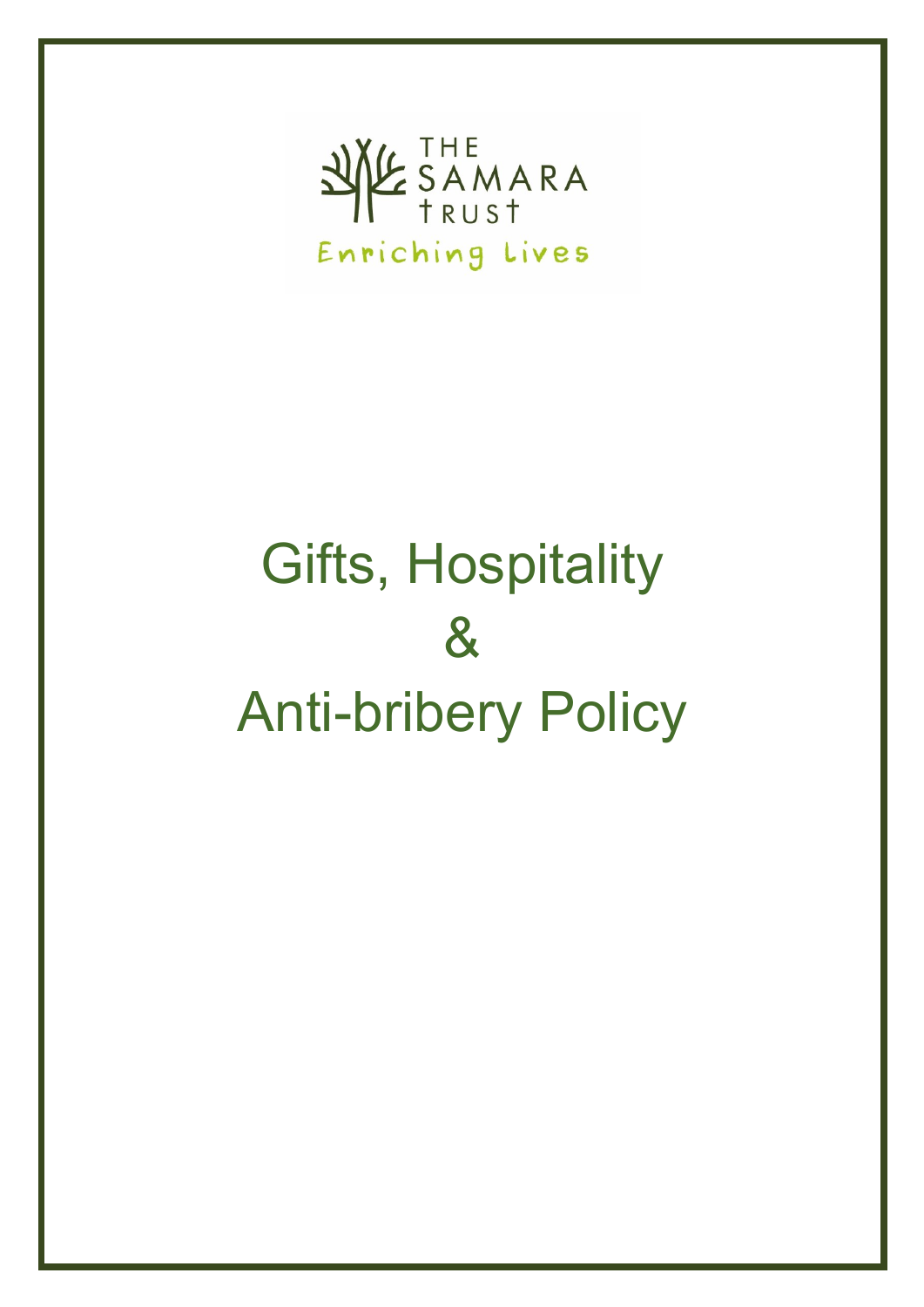THE SAMARA TRUST

Enriching Lives

# Gifts, Hospitality & Anti-bribery Policy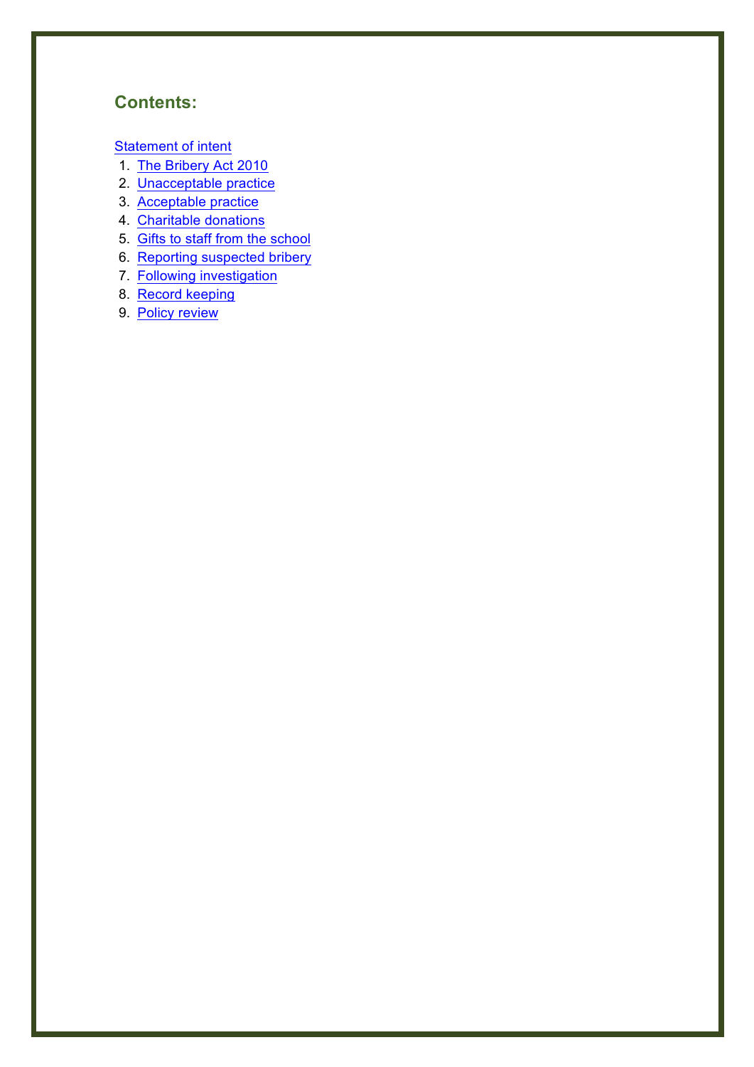## Contents:

Statement of intent

1. The Bribery Act 2010
2. Unacceptable practice
3. Acceptable practice
4. Charitable donations
5. Gifts to staff from the school
6. Reporting suspected bribery
7. Following investigation
8. Record keeping
9. Policy review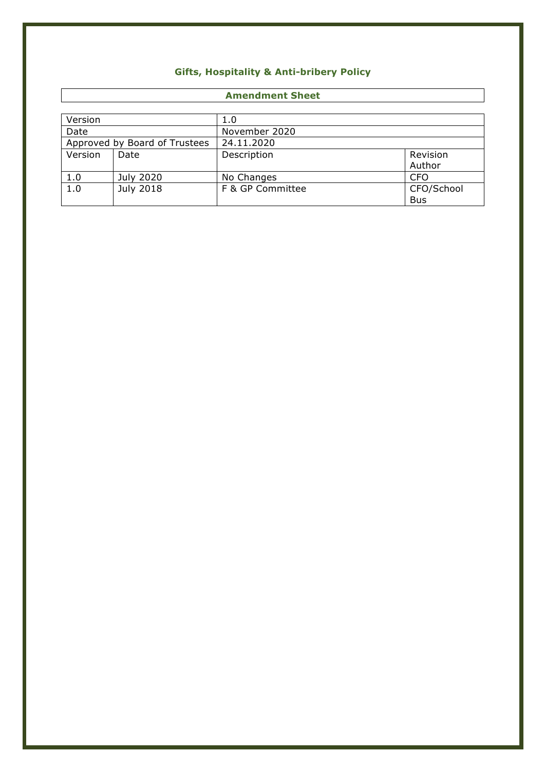## Gifts, Hospitality & Anti-bribery Policy

### Amendment Sheet

| Version | | 1.0 | |
|---|---|---|---|
| Date | | November 2020 | |
| Approved by Board of Trustees | | 24.11.2020 | |
| Version | Date | Description | Revision Author |
| 1.0 | July 2020 | No Changes | CFO |
| 1.0 | July 2018 | F & GP Committee | CFO/School Bus |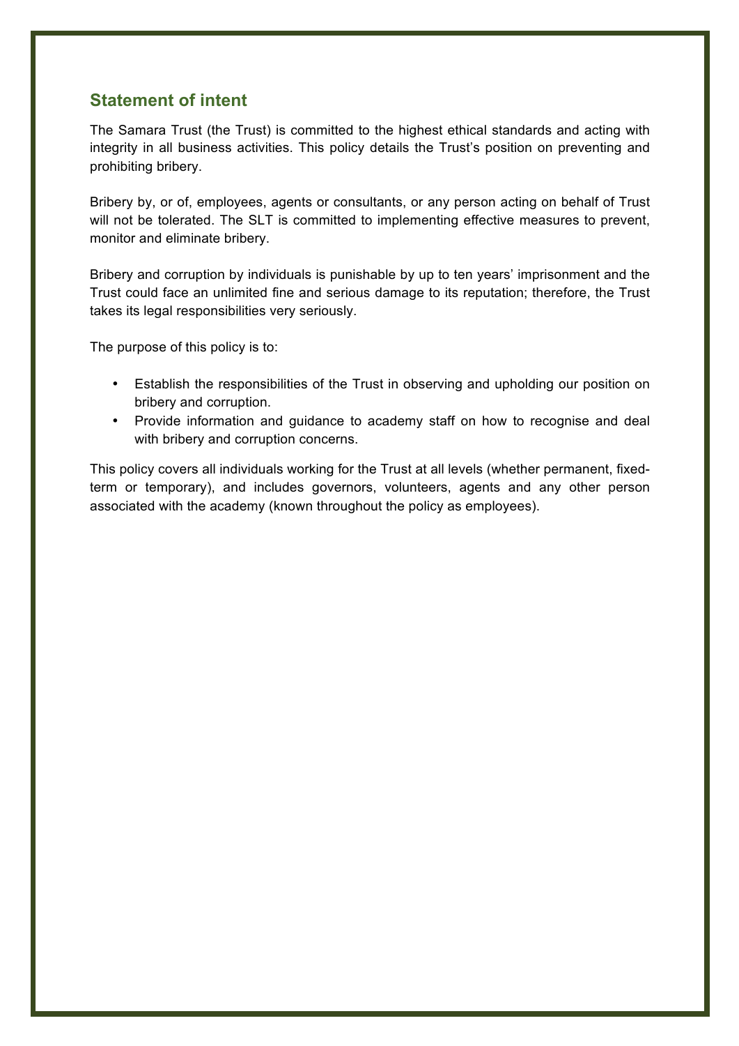## Statement of intent

The Samara Trust (the Trust) is committed to the highest ethical standards and acting with integrity in all business activities. This policy details the Trust's position on preventing and prohibiting bribery.

Bribery by, or of, employees, agents or consultants, or any person acting on behalf of Trust will not be tolerated. The SLT is committed to implementing effective measures to prevent, monitor and eliminate bribery.

Bribery and corruption by individuals is punishable by up to ten years' imprisonment and the Trust could face an unlimited fine and serious damage to its reputation; therefore, the Trust takes its legal responsibilities very seriously.

The purpose of this policy is to:

- Establish the responsibilities of the Trust in observing and upholding our position on bribery and corruption.
- Provide information and guidance to academy staff on how to recognise and deal with bribery and corruption concerns.

This policy covers all individuals working for the Trust at all levels (whether permanent, fixed-term or temporary), and includes governors, volunteers, agents and any other person associated with the academy (known throughout the policy as employees).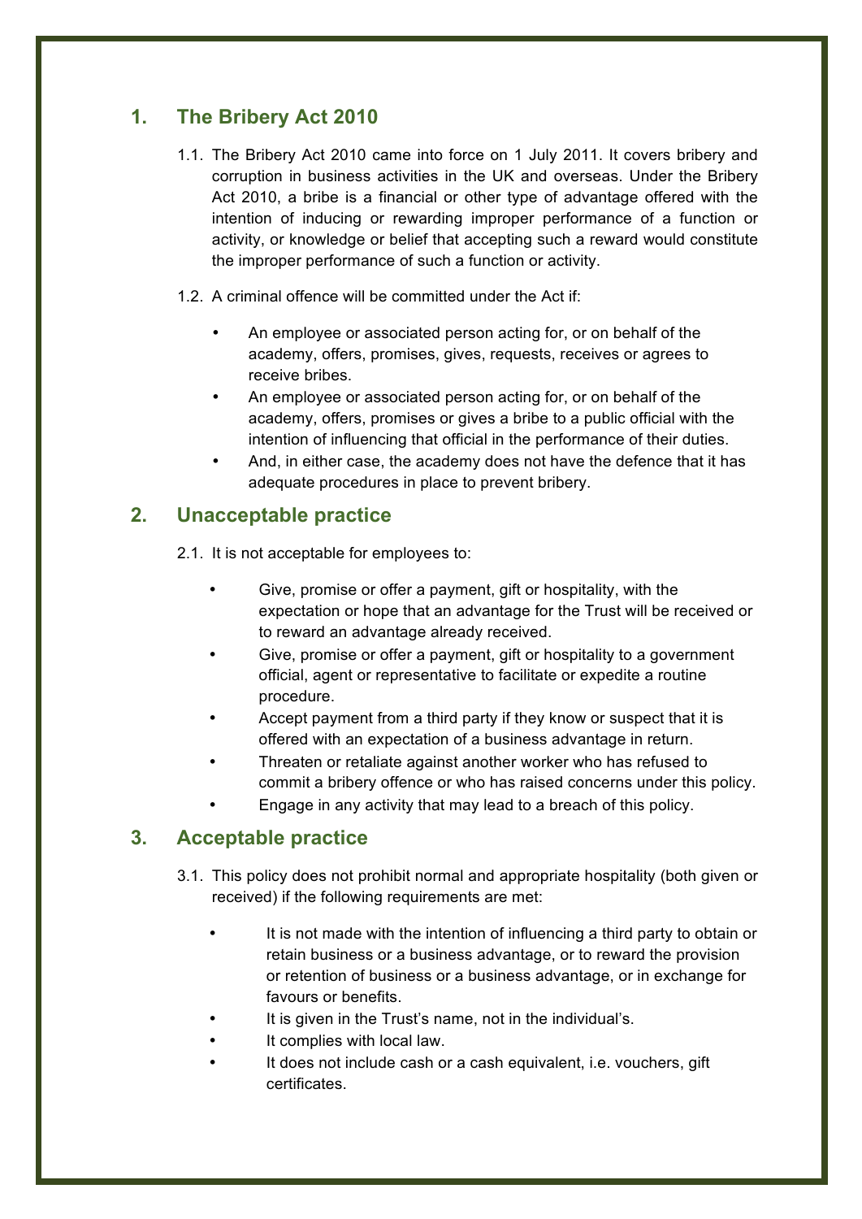## 1. The Bribery Act 2010

1.1. The Bribery Act 2010 came into force on 1 July 2011. It covers bribery and corruption in business activities in the UK and overseas. Under the Bribery Act 2010, a bribe is a financial or other type of advantage offered with the intention of inducing or rewarding improper performance of a function or activity, or knowledge or belief that accepting such a reward would constitute the improper performance of such a function or activity.

1.2. A criminal offence will be committed under the Act if:

- An employee or associated person acting for, or on behalf of the academy, offers, promises, gives, requests, receives or agrees to receive bribes.
- An employee or associated person acting for, or on behalf of the academy, offers, promises or gives a bribe to a public official with the intention of influencing that official in the performance of their duties.
- And, in either case, the academy does not have the defence that it has adequate procedures in place to prevent bribery.

## 2. Unacceptable practice

2.1. It is not acceptable for employees to:

- Give, promise or offer a payment, gift or hospitality, with the expectation or hope that an advantage for the Trust will be received or to reward an advantage already received.
- Give, promise or offer a payment, gift or hospitality to a government official, agent or representative to facilitate or expedite a routine procedure.
- Accept payment from a third party if they know or suspect that it is offered with an expectation of a business advantage in return.
- Threaten or retaliate against another worker who has refused to commit a bribery offence or who has raised concerns under this policy.
- Engage in any activity that may lead to a breach of this policy.

## 3. Acceptable practice

3.1. This policy does not prohibit normal and appropriate hospitality (both given or received) if the following requirements are met:

- It is not made with the intention of influencing a third party to obtain or retain business or a business advantage, or to reward the provision or retention of business or a business advantage, or in exchange for favours or benefits.
- It is given in the Trust's name, not in the individual's.
- It complies with local law.
- It does not include cash or a cash equivalent, i.e. vouchers, gift certificates.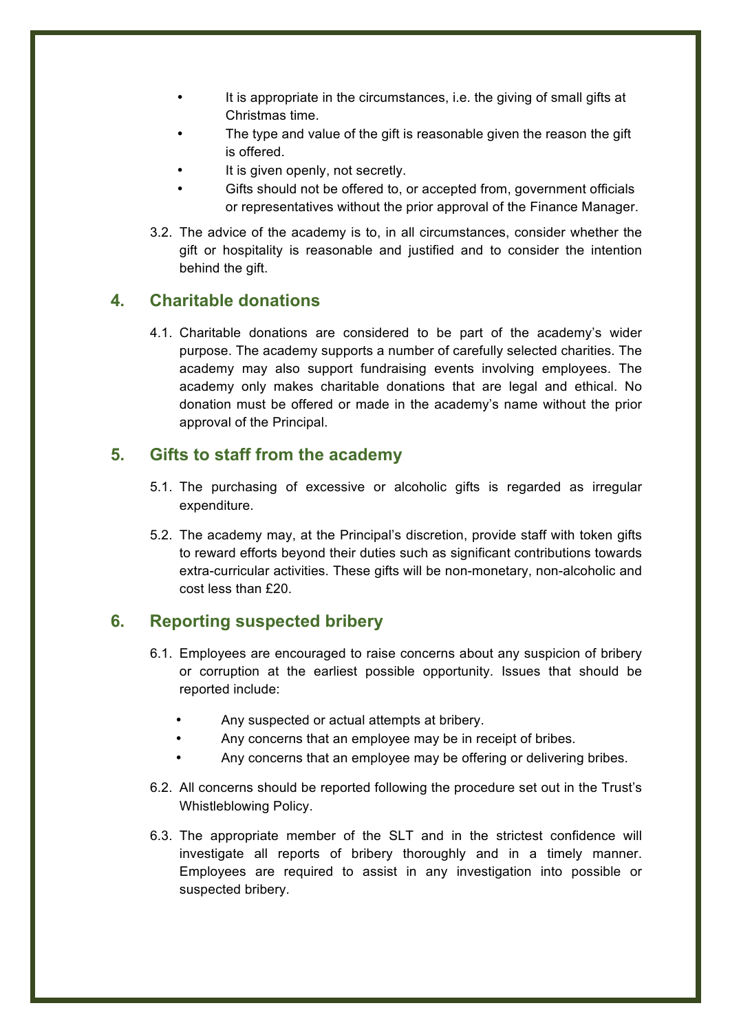- It is appropriate in the circumstances, i.e. the giving of small gifts at Christmas time.
- The type and value of the gift is reasonable given the reason the gift is offered.
- It is given openly, not secretly.
- Gifts should not be offered to, or accepted from, government officials or representatives without the prior approval of the Finance Manager.

3.2. The advice of the academy is to, in all circumstances, consider whether the gift or hospitality is reasonable and justified and to consider the intention behind the gift.

## 4. Charitable donations

4.1. Charitable donations are considered to be part of the academy's wider purpose. The academy supports a number of carefully selected charities. The academy may also support fundraising events involving employees. The academy only makes charitable donations that are legal and ethical. No donation must be offered or made in the academy's name without the prior approval of the Principal.

## 5. Gifts to staff from the academy

5.1. The purchasing of excessive or alcoholic gifts is regarded as irregular expenditure.

5.2. The academy may, at the Principal's discretion, provide staff with token gifts to reward efforts beyond their duties such as significant contributions towards extra-curricular activities. These gifts will be non-monetary, non-alcoholic and cost less than £20.

## 6. Reporting suspected bribery

6.1. Employees are encouraged to raise concerns about any suspicion of bribery or corruption at the earliest possible opportunity. Issues that should be reported include:

- Any suspected or actual attempts at bribery.
- Any concerns that an employee may be in receipt of bribes.
- Any concerns that an employee may be offering or delivering bribes.

6.2. All concerns should be reported following the procedure set out in the Trust's Whistleblowing Policy.

6.3. The appropriate member of the SLT and in the strictest confidence will investigate all reports of bribery thoroughly and in a timely manner. Employees are required to assist in any investigation into possible or suspected bribery.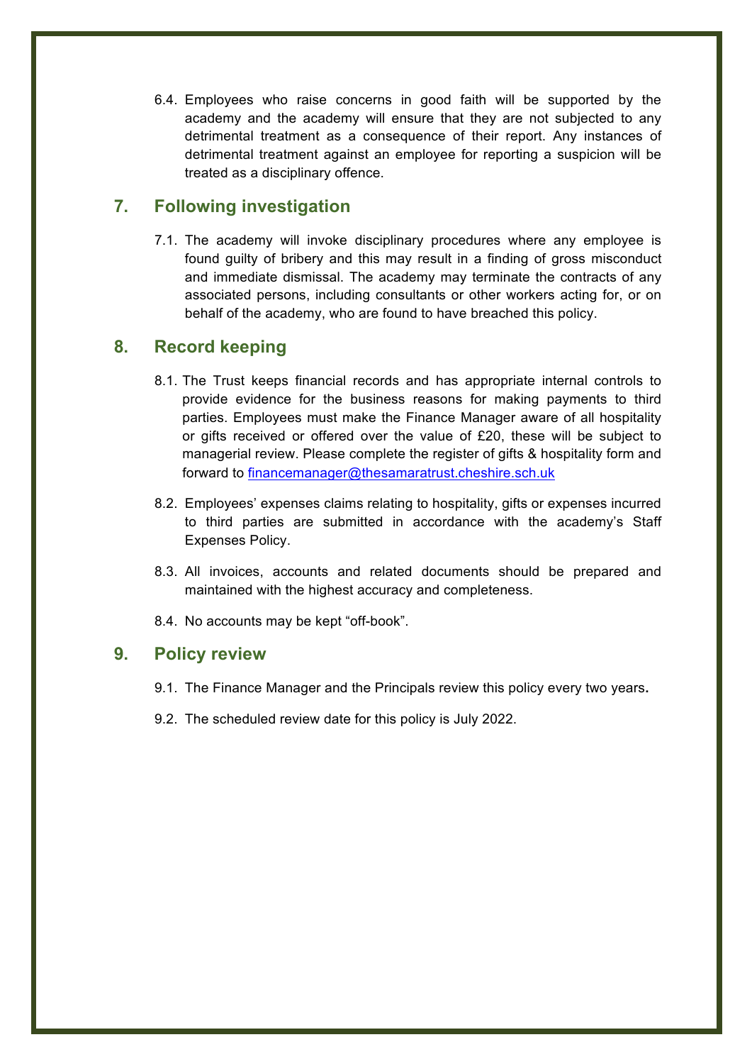6.4. Employees who raise concerns in good faith will be supported by the academy and the academy will ensure that they are not subjected to any detrimental treatment as a consequence of their report. Any instances of detrimental treatment against an employee for reporting a suspicion will be treated as a disciplinary offence.

## 7. Following investigation

7.1. The academy will invoke disciplinary procedures where any employee is found guilty of bribery and this may result in a finding of gross misconduct and immediate dismissal. The academy may terminate the contracts of any associated persons, including consultants or other workers acting for, or on behalf of the academy, who are found to have breached this policy.

## 8. Record keeping

8.1. The Trust keeps financial records and has appropriate internal controls to provide evidence for the business reasons for making payments to third parties. Employees must make the Finance Manager aware of all hospitality or gifts received or offered over the value of £20, these will be subject to managerial review. Please complete the register of gifts & hospitality form and forward to financemanager@thesamaratrust.cheshire.sch.uk

8.2. Employees' expenses claims relating to hospitality, gifts or expenses incurred to third parties are submitted in accordance with the academy's Staff Expenses Policy.

8.3. All invoices, accounts and related documents should be prepared and maintained with the highest accuracy and completeness.

8.4. No accounts may be kept "off-book".

## 9. Policy review

9.1. The Finance Manager and the Principals review this policy every two years**.**

9.2. The scheduled review date for this policy is July 2022.